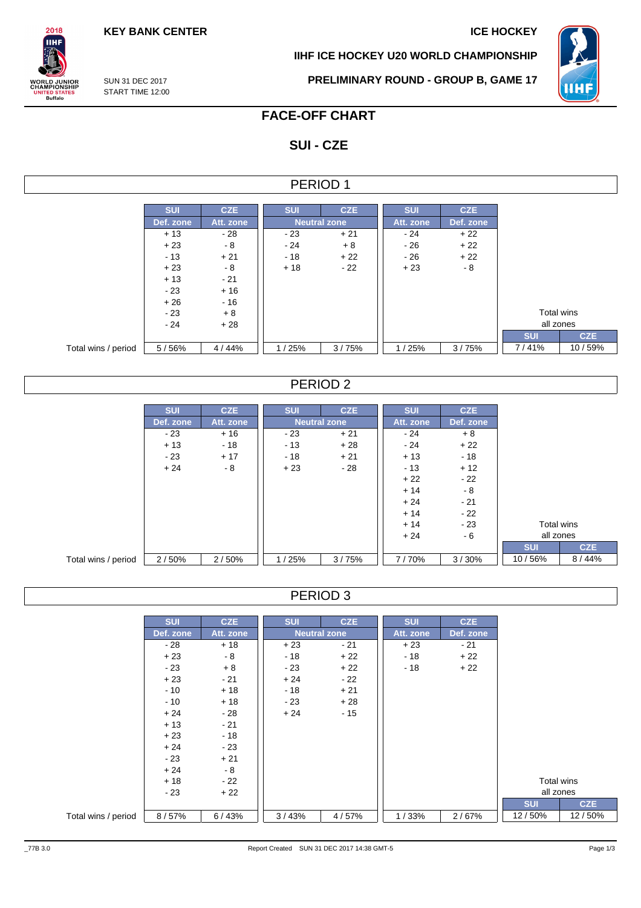KEY BANK CENTER

ICE HOCKEY

IIHF ICE HOCKEY U20 WORLD CHAMPIONSHIP

SUN 31 DEC 2017
START TIME 12:00

PRELIMINARY ROUND - GROUP B, GAME 17

# FACE-OFF CHART

## SUI - CZE

### PERIOD 1

| | SUI | CZE | SUI | CZE | SUI | CZE | Total wins all zones | |
|---|---|---|---|---|---|---|---|---|
| | Def. zone | Att. zone | Neutral zone | | Att. zone | Def. zone | SUI | CZE |
| | + 13 | - 28 | - 23 | + 21 | - 24 | + 22 | | |
| | + 23 | - 8 | - 24 | + 8 | - 26 | + 22 | | |
| | - 13 | + 21 | - 18 | + 22 | - 26 | + 22 | | |
| | + 23 | - 8 | + 18 | - 22 | + 23 | - 8 | | |
| | + 13 | - 21 | | | | | | |
| | - 23 | + 16 | | | | | | |
| | + 26 | - 16 | | | | | | |
| | - 23 | + 8 | | | | | | |
| | - 24 | + 28 | | | | | | |
| Total wins / period | 5 / 56% | 4 / 44% | 1 / 25% | 3 / 75% | 1 / 25% | 3 / 75% | 7 / 41% | 10 / 59% |

### PERIOD 2

| | SUI | CZE | SUI | CZE | SUI | CZE | Total wins all zones | |
|---|---|---|---|---|---|---|---|---|
| | Def. zone | Att. zone | Neutral zone | | Att. zone | Def. zone | SUI | CZE |
| | - 23 | + 16 | - 23 | + 21 | - 24 | + 8 | | |
| | + 13 | - 18 | - 13 | + 28 | - 24 | + 22 | | |
| | - 23 | + 17 | - 18 | + 21 | + 13 | - 18 | | |
| | + 24 | - 8 | + 23 | - 28 | - 13 | + 12 | | |
| | | | | | + 22 | - 22 | | |
| | | | | | + 14 | - 8 | | |
| | | | | | + 24 | - 21 | | |
| | | | | | + 14 | - 22 | | |
| | | | | | + 14 | - 23 | | |
| | | | | | + 24 | - 6 | | |
| Total wins / period | 2 / 50% | 2 / 50% | 1 / 25% | 3 / 75% | 7 / 70% | 3 / 30% | 10 / 56% | 8 / 44% |

### PERIOD 3

| | SUI | CZE | SUI | CZE | SUI | CZE | Total wins all zones | |
|---|---|---|---|---|---|---|---|---|
| | Def. zone | Att. zone | Neutral zone | | Att. zone | Def. zone | SUI | CZE |
| | - 28 | + 18 | + 23 | - 21 | + 23 | - 21 | | |
| | + 23 | - 8 | - 18 | + 22 | - 18 | + 22 | | |
| | - 23 | + 8 | - 23 | + 22 | - 18 | + 22 | | |
| | + 23 | - 21 | + 24 | - 22 | | | | |
| | - 10 | + 18 | - 18 | + 21 | | | | |
| | - 10 | + 18 | - 23 | + 28 | | | | |
| | + 24 | - 28 | + 24 | - 15 | | | | |
| | + 13 | - 21 | | | | | | |
| | + 23 | - 18 | | | | | | |
| | + 24 | - 23 | | | | | | |
| | - 23 | + 21 | | | | | | |
| | + 24 | - 8 | | | | | | |
| | + 18 | - 22 | | | | | | |
| | - 23 | + 22 | | | | | | |
| Total wins / period | 8 / 57% | 6 / 43% | 3 / 43% | 4 / 57% | 1 / 33% | 2 / 67% | 12 / 50% | 12 / 50% |

_77B 3.0 Report Created SUN 31 DEC 2017 14:38 GMT-5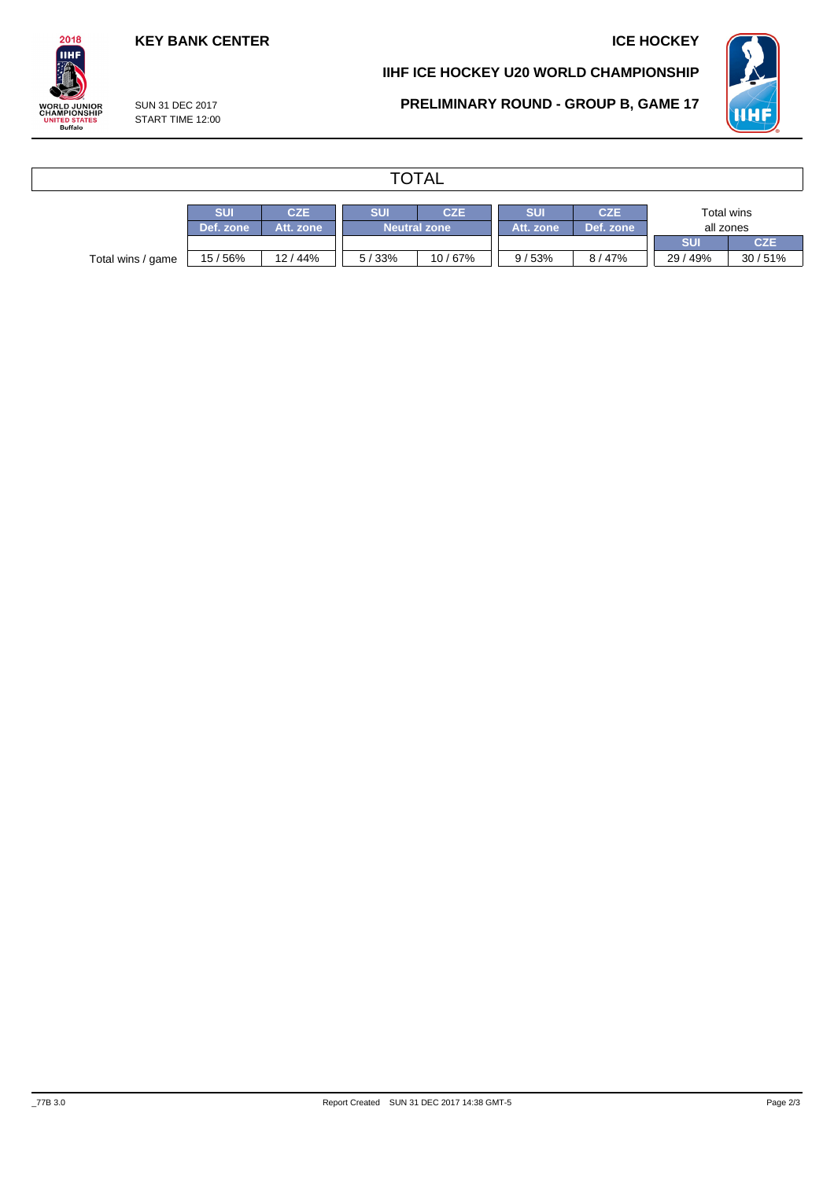**KEY BANK CENTER**

**ICE HOCKEY**

**IIHF ICE HOCKEY U20 WORLD CHAMPIONSHIP**

SUN 31 DEC 2017
START TIME 12:00

**PRELIMINARY ROUND - GROUP B, GAME 17**

## TOTAL

| | SUI | CZE | SUI | CZE | SUI | CZE | Total wins all zones | |
|---|---|---|---|---|---|---|---|---|
| | Def. zone | Att. zone | Neutral zone | | Att. zone | Def. zone | SUI | CZE |
| Total wins / game | 15 / 56% | 12 / 44% | 5 / 33% | 10 / 67% | 9 / 53% | 8 / 47% | 29 / 49% | 30 / 51% |

_77B 3.0

Report Created SUN 31 DEC 2017 14:38 GMT-5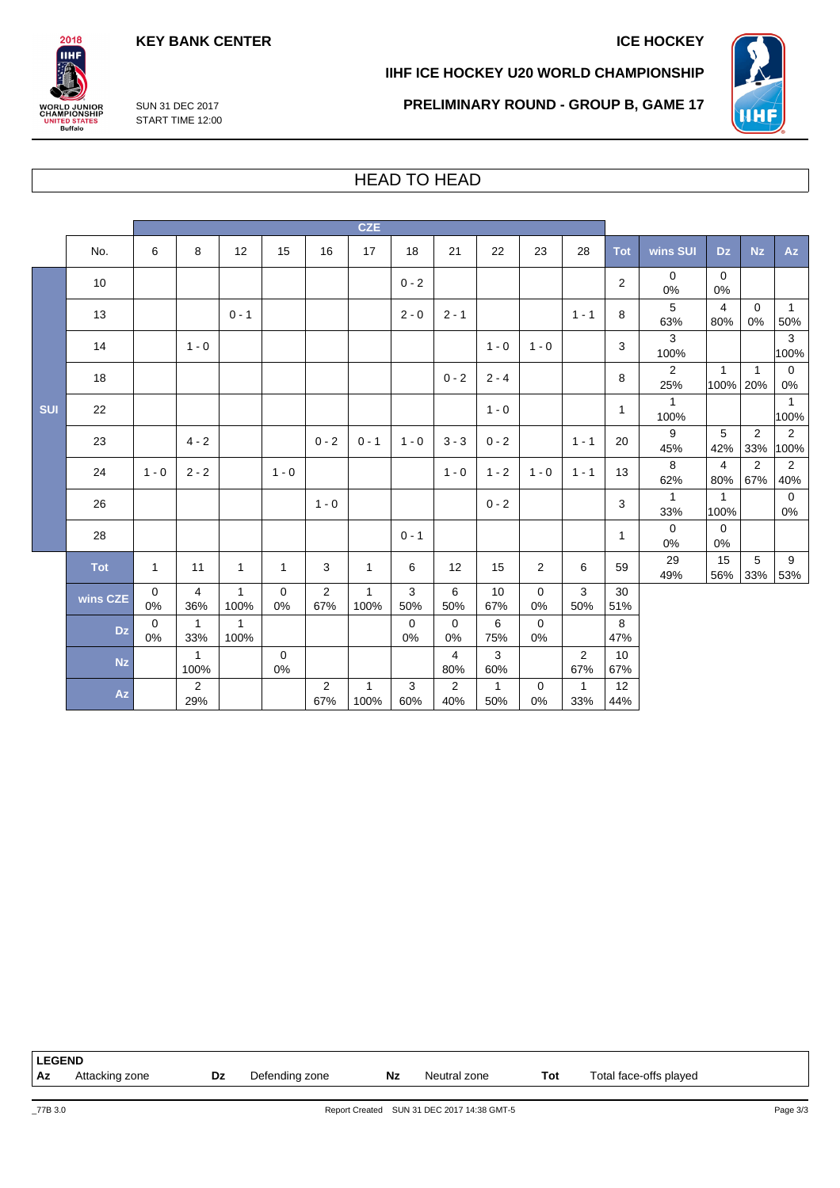KEY BANK CENTER

ICE HOCKEY

# IIHF ICE HOCKEY U20 WORLD CHAMPIONSHIP

SUN 31 DEC 2017
START TIME 12:00

## PRELIMINARY ROUND - GROUP B, GAME 17

# HEAD TO HEAD

| | | CZE | | | | | | | | | | | | | | | |
|---|---|---|---|---|---|---|---|---|---|---|---|---|---|---|---|---|---|
| | No. | 6 | 8 | 12 | 15 | 16 | 17 | 18 | 21 | 22 | 23 | 28 | Tot | wins SUI | Dz | Nz | Az |
| SUI | 10 | | | | | | | 0 - 2 | | | | | 2 | 0 0% | 0 0% | | |
| | 13 | | | 0 - 1 | | | | 2 - 0 | 2 - 1 | | | 1 - 1 | 8 | 5 63% | 4 80% | 0 0% | 1 50% |
| | 14 | | 1 - 0 | | | | | | | 1 - 0 | 1 - 0 | | 3 | 3 100% | | | 3 100% |
| | 18 | | | | | | | | 0 - 2 | 2 - 4 | | | 8 | 2 25% | 1 100% | 1 20% | 0 0% |
| | 22 | | | | | | | | | 1 - 0 | | | 1 | 1 100% | | | 1 100% |
| | 23 | | 4 - 2 | | | 0 - 2 | 0 - 1 | 1 - 0 | 3 - 3 | 0 - 2 | | 1 - 1 | 20 | 9 45% | 5 42% | 2 33% | 2 100% |
| | 24 | 1 - 0 | 2 - 2 | | 1 - 0 | | | | 1 - 0 | 1 - 2 | 1 - 0 | 1 - 1 | 13 | 8 62% | 4 80% | 2 67% | 2 40% |
| | 26 | | | | | 1 - 0 | | | | 0 - 2 | | | 3 | 1 33% | 1 100% | | 0 0% |
| | 28 | | | | | | | 0 - 1 | | | | | 1 | 0 0% | 0 0% | | |
| | Tot | 1 | 11 | 1 | 1 | 3 | 1 | 6 | 12 | 15 | 2 | 6 | 59 | 29 49% | 15 56% | 5 33% | 9 53% |
| | wins CZE | 0 0% | 4 36% | 1 100% | 0 0% | 2 67% | 1 100% | 3 50% | 6 50% | 10 67% | 0 0% | 3 50% | 30 51% | | | | |
| | Dz | 0 0% | 1 33% | 1 100% | | | | 0 0% | 0 0% | 6 75% | 0 0% | | 8 47% | | | | |
| | Nz | | 1 100% | | 0 0% | | | | 4 80% | 3 60% | | 2 67% | 10 67% | | | | |
| | Az | | 2 29% | | | 2 67% | 1 100% | 3 60% | 2 40% | 1 50% | 0 0% | 1 33% | 12 44% | | | | |

**LEGEND**

| | | | | | | | |
|---|---|---|---|---|---|---|---|
| **Az** | Attacking zone | **Dz** | Defending zone | **Nz** | Neutral zone | **Tot** | Total face-offs played |

_77B 3.0    Report Created SUN 31 DEC 2017 14:38 GMT-5